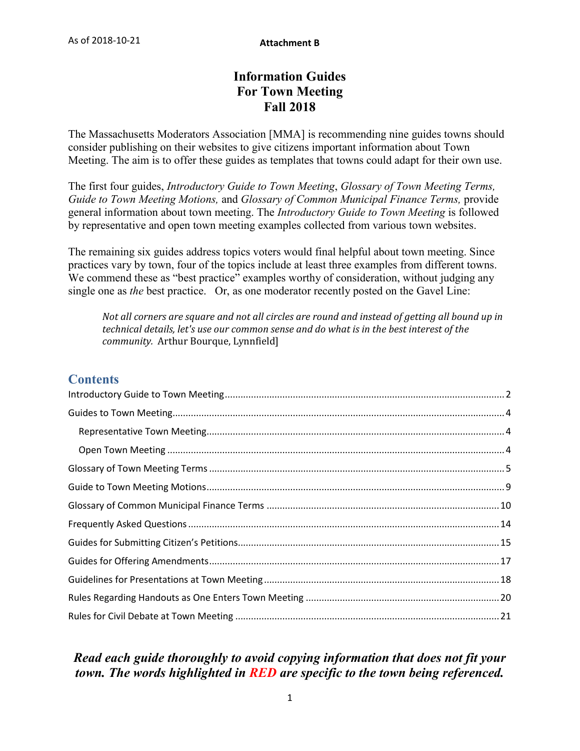As of 2018-10-21

**Attachment B**

# Information Guides For Town Meeting Fall 2018

The Massachusetts Moderators Association [MMA] is recommending nine guides towns should consider publishing on their websites to give citizens important information about Town Meeting. The aim is to offer these guides as templates that towns could adapt for their own use.

The first four guides, *Introductory Guide to Town Meeting*, *Glossary of Town Meeting Terms, Guide to Town Meeting Motions,* and *Glossary of Common Municipal Finance Terms,* provide general information about town meeting. The *Introductory Guide to Town Meeting* is followed by representative and open town meeting examples collected from various town websites.

The remaining six guides address topics voters would final helpful about town meeting. Since practices vary by town, four of the topics include at least three examples from different towns. We commend these as "best practice" examples worthy of consideration, without judging any single one as *the* best practice.   Or, as one moderator recently posted on the Gavel Line:

> *Not all corners are square and not all circles are round and instead of getting all bound up in technical details, let's use our common sense and do what is in the best interest of the community.* Arthur Bourque, Lynnfield]

## Contents

- Introductory Guide to Town Meeting ........ 2
- Guides to Town Meeting ........ 4
  - Representative Town Meeting ........ 4
  - Open Town Meeting ........ 4
- Glossary of Town Meeting Terms ........ 5
- Guide to Town Meeting Motions ........ 9
- Glossary of Common Municipal Finance Terms ........ 10
- Frequently Asked Questions ........ 14
- Guides for Submitting Citizen's Petitions ........ 15
- Guides for Offering Amendments ........ 17
- Guidelines for Presentations at Town Meeting ........ 18
- Rules Regarding Handouts as One Enters Town Meeting ........ 20
- Rules for Civil Debate at Town Meeting ........ 21

***Read each guide thoroughly to avoid copying information that does not fit your town. The words highlighted in RED are specific to the town being referenced.***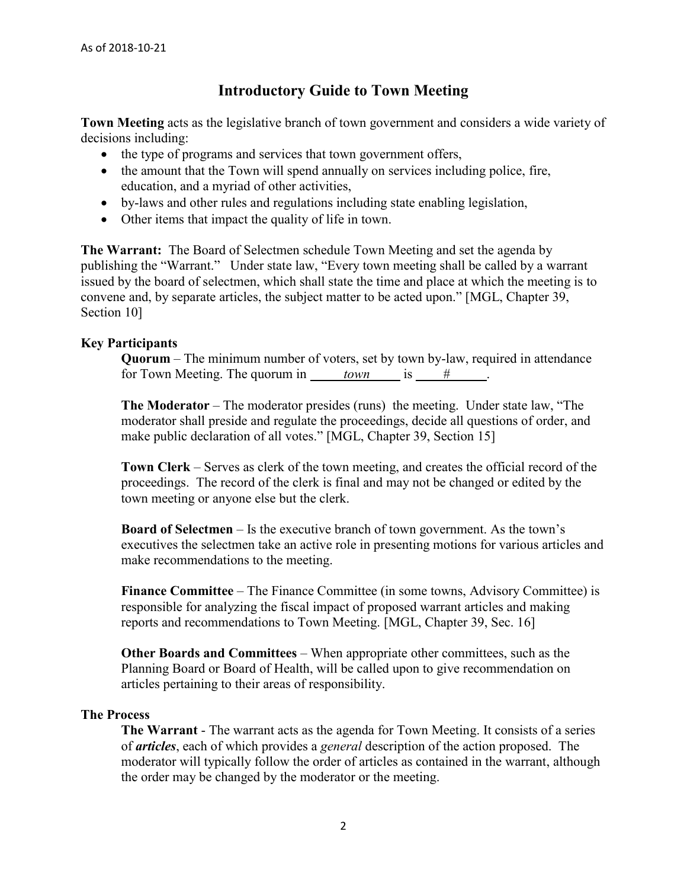As of 2018-10-21

# Introductory Guide to Town Meeting

**Town Meeting** acts as the legislative branch of town government and considers a wide variety of decisions including:

- the type of programs and services that town government offers,
- the amount that the Town will spend annually on services including police, fire, education, and a myriad of other activities,
- by-laws and other rules and regulations including state enabling legislation,
- Other items that impact the quality of life in town.

**The Warrant:** The Board of Selectmen schedule Town Meeting and set the agenda by publishing the "Warrant." Under state law, "Every town meeting shall be called by a warrant issued by the board of selectmen, which shall state the time and place at which the meeting is to convene and, by separate articles, the subject matter to be acted upon." [MGL, Chapter 39, Section 10]

## Key Participants

**Quorum** – The minimum number of voters, set by town by-law, required in attendance for Town Meeting. The quorum in ___*town*___ is ___#___.

**The Moderator** – The moderator presides (runs) the meeting. Under state law, "The moderator shall preside and regulate the proceedings, decide all questions of order, and make public declaration of all votes." [MGL, Chapter 39, Section 15]

**Town Clerk** – Serves as clerk of the town meeting, and creates the official record of the proceedings. The record of the clerk is final and may not be changed or edited by the town meeting or anyone else but the clerk.

**Board of Selectmen** – Is the executive branch of town government. As the town's executives the selectmen take an active role in presenting motions for various articles and make recommendations to the meeting.

**Finance Committee** – The Finance Committee (in some towns, Advisory Committee) is responsible for analyzing the fiscal impact of proposed warrant articles and making reports and recommendations to Town Meeting. [MGL, Chapter 39, Sec. 16]

**Other Boards and Committees** – When appropriate other committees, such as the Planning Board or Board of Health, will be called upon to give recommendation on articles pertaining to their areas of responsibility.

## The Process

**The Warrant** - The warrant acts as the agenda for Town Meeting. It consists of a series of ***articles***, each of which provides a *general* description of the action proposed. The moderator will typically follow the order of articles as contained in the warrant, although the order may be changed by the moderator or the meeting.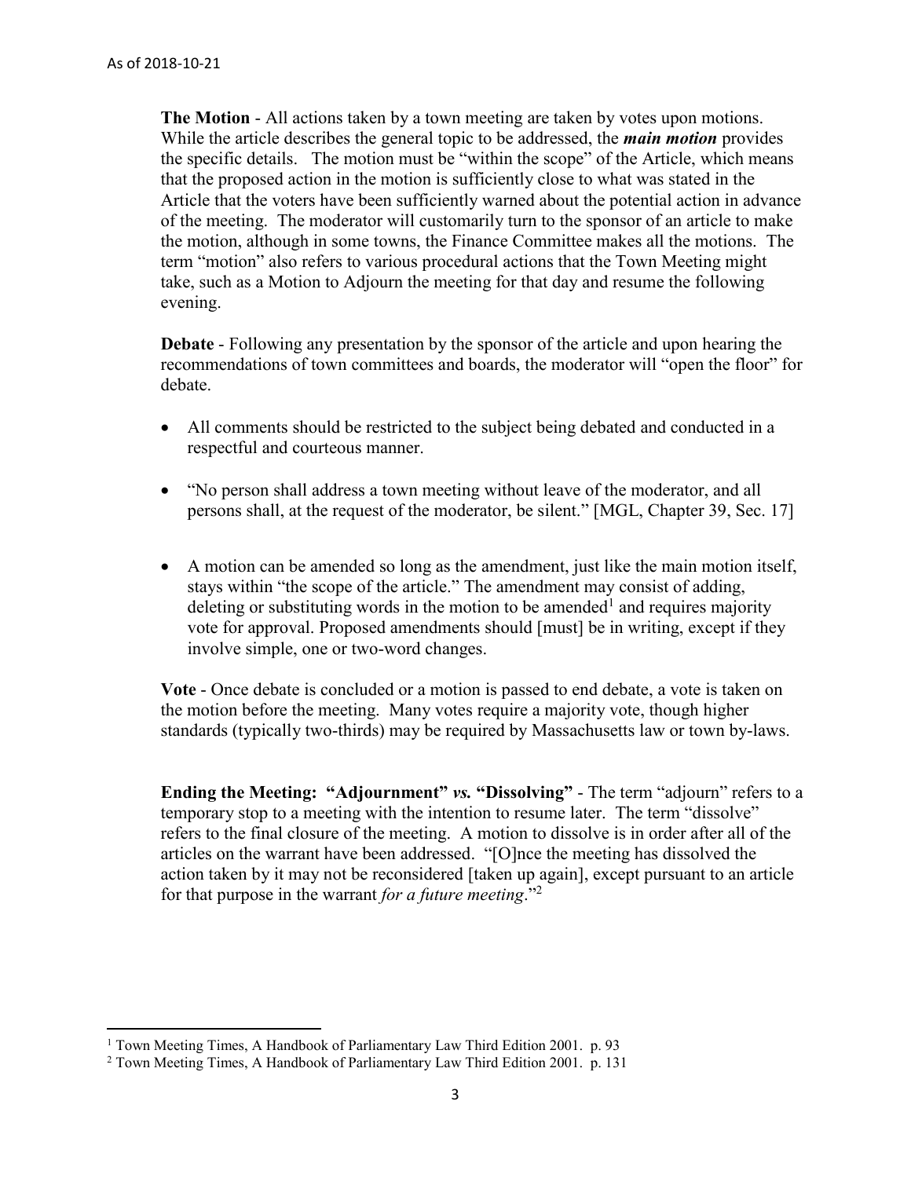As of 2018-10-21

**The Motion** - All actions taken by a town meeting are taken by votes upon motions. While the article describes the general topic to be addressed, the ***main motion*** provides the specific details. The motion must be "within the scope" of the Article, which means that the proposed action in the motion is sufficiently close to what was stated in the Article that the voters have been sufficiently warned about the potential action in advance of the meeting. The moderator will customarily turn to the sponsor of an article to make the motion, although in some towns, the Finance Committee makes all the motions. The term "motion" also refers to various procedural actions that the Town Meeting might take, such as a Motion to Adjourn the meeting for that day and resume the following evening.

**Debate** - Following any presentation by the sponsor of the article and upon hearing the recommendations of town committees and boards, the moderator will "open the floor" for debate.

- All comments should be restricted to the subject being debated and conducted in a respectful and courteous manner.
- "No person shall address a town meeting without leave of the moderator, and all persons shall, at the request of the moderator, be silent." [MGL, Chapter 39, Sec. 17]
- A motion can be amended so long as the amendment, just like the main motion itself, stays within "the scope of the article." The amendment may consist of adding, deleting or substituting words in the motion to be amended[1] and requires majority vote for approval. Proposed amendments should [must] be in writing, except if they involve simple, one or two-word changes.

**Vote** - Once debate is concluded or a motion is passed to end debate, a vote is taken on the motion before the meeting. Many votes require a majority vote, though higher standards (typically two-thirds) may be required by Massachusetts law or town by-laws.

**Ending the Meeting: "Adjournment"** ***vs.*** **"Dissolving"** - The term "adjourn" refers to a temporary stop to a meeting with the intention to resume later. The term "dissolve" refers to the final closure of the meeting. A motion to dissolve is in order after all of the articles on the warrant have been addressed. "[O]nce the meeting has dissolved the action taken by it may not be reconsidered [taken up again], except pursuant to an article for that purpose in the warrant *for a future meeting*."[2]

---

[1] Town Meeting Times, A Handbook of Parliamentary Law Third Edition 2001. p. 93

[2] Town Meeting Times, A Handbook of Parliamentary Law Third Edition 2001. p. 131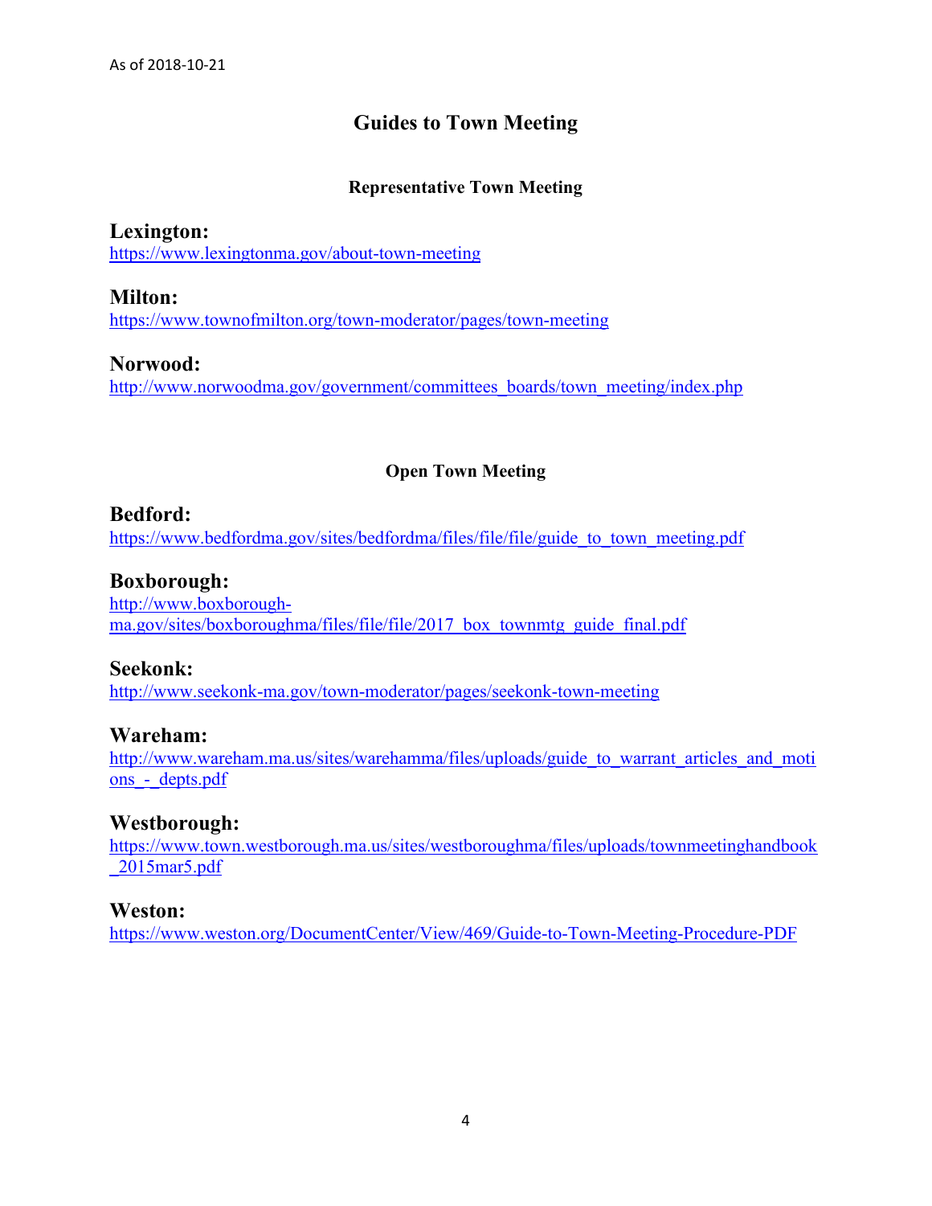As of 2018-10-21

# Guides to Town Meeting

## Representative Town Meeting

### Lexington:

https://www.lexingtonma.gov/about-town-meeting

### Milton:

https://www.townofmilton.org/town-moderator/pages/town-meeting

### Norwood:

http://www.norwoodma.gov/government/committees_boards/town_meeting/index.php

## Open Town Meeting

### Bedford:

https://www.bedfordma.gov/sites/bedfordma/files/file/file/guide_to_town_meeting.pdf

### Boxborough:

http://www.boxborough-ma.gov/sites/boxboroughma/files/file/file/2017_box_townmtg_guide_final.pdf

### Seekonk:

http://www.seekonk-ma.gov/town-moderator/pages/seekonk-town-meeting

### Wareham:

http://www.wareham.ma.us/sites/warehamma/files/uploads/guide_to_warrant_articles_and_motions_-_depts.pdf

### Westborough:

https://www.town.westborough.ma.us/sites/westboroughma/files/uploads/townmeetinghandbook_2015mar5.pdf

### Weston:

https://www.weston.org/DocumentCenter/View/469/Guide-to-Town-Meeting-Procedure-PDF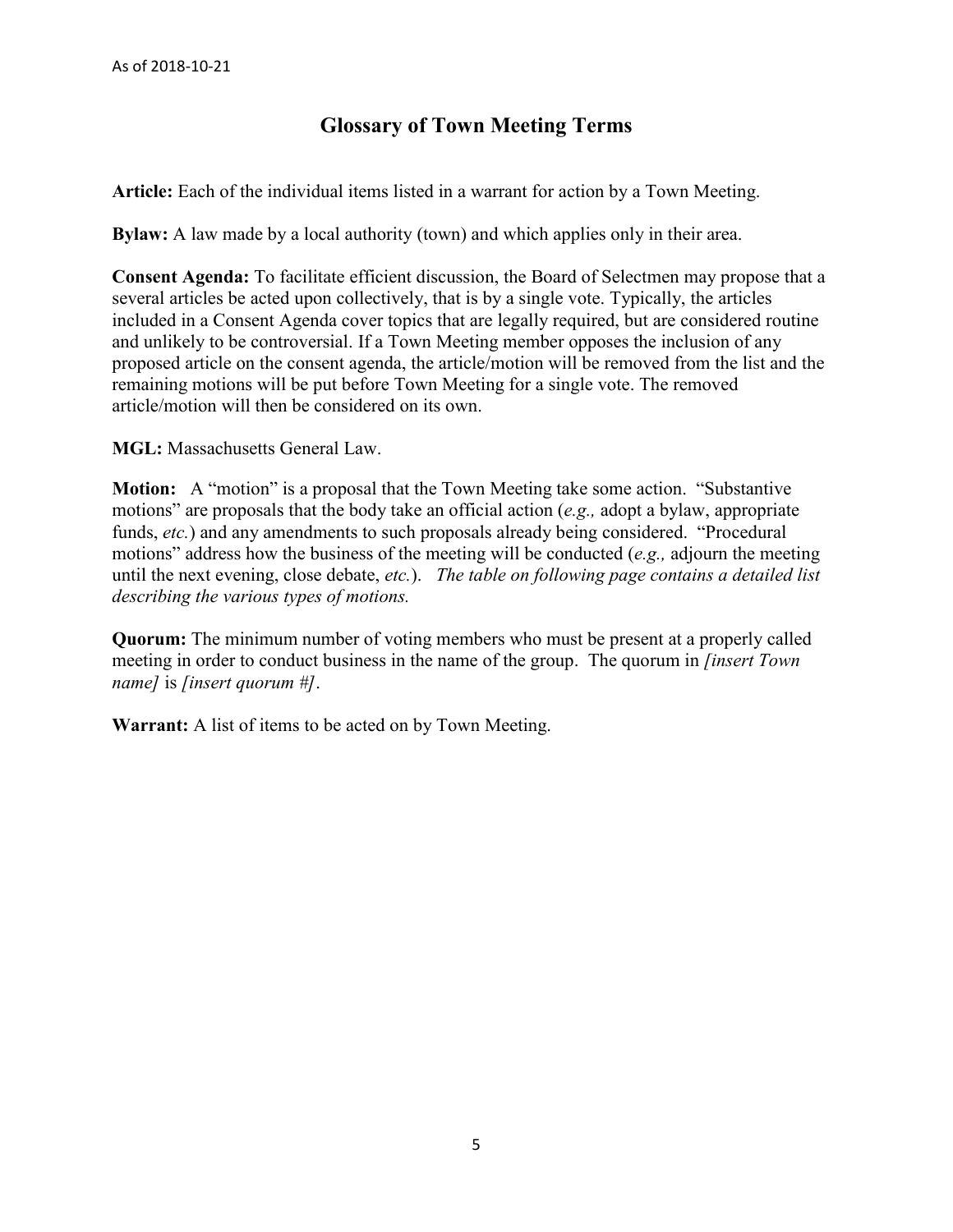As of 2018-10-21

# Glossary of Town Meeting Terms

**Article:** Each of the individual items listed in a warrant for action by a Town Meeting.

**Bylaw:** A law made by a local authority (town) and which applies only in their area.

**Consent Agenda:** To facilitate efficient discussion, the Board of Selectmen may propose that a several articles be acted upon collectively, that is by a single vote. Typically, the articles included in a Consent Agenda cover topics that are legally required, but are considered routine and unlikely to be controversial. If a Town Meeting member opposes the inclusion of any proposed article on the consent agenda, the article/motion will be removed from the list and the remaining motions will be put before Town Meeting for a single vote. The removed article/motion will then be considered on its own.

**MGL:** Massachusetts General Law.

**Motion:** A "motion" is a proposal that the Town Meeting take some action. "Substantive motions" are proposals that the body take an official action (*e.g.,* adopt a bylaw, appropriate funds, *etc.*) and any amendments to such proposals already being considered. "Procedural motions" address how the business of the meeting will be conducted (*e.g.,* adjourn the meeting until the next evening, close debate, *etc.*). *The table on following page contains a detailed list describing the various types of motions.*

**Quorum:** The minimum number of voting members who must be present at a properly called meeting in order to conduct business in the name of the group. The quorum in *[insert Town name]* is *[insert quorum #]*.

**Warrant:** A list of items to be acted on by Town Meeting.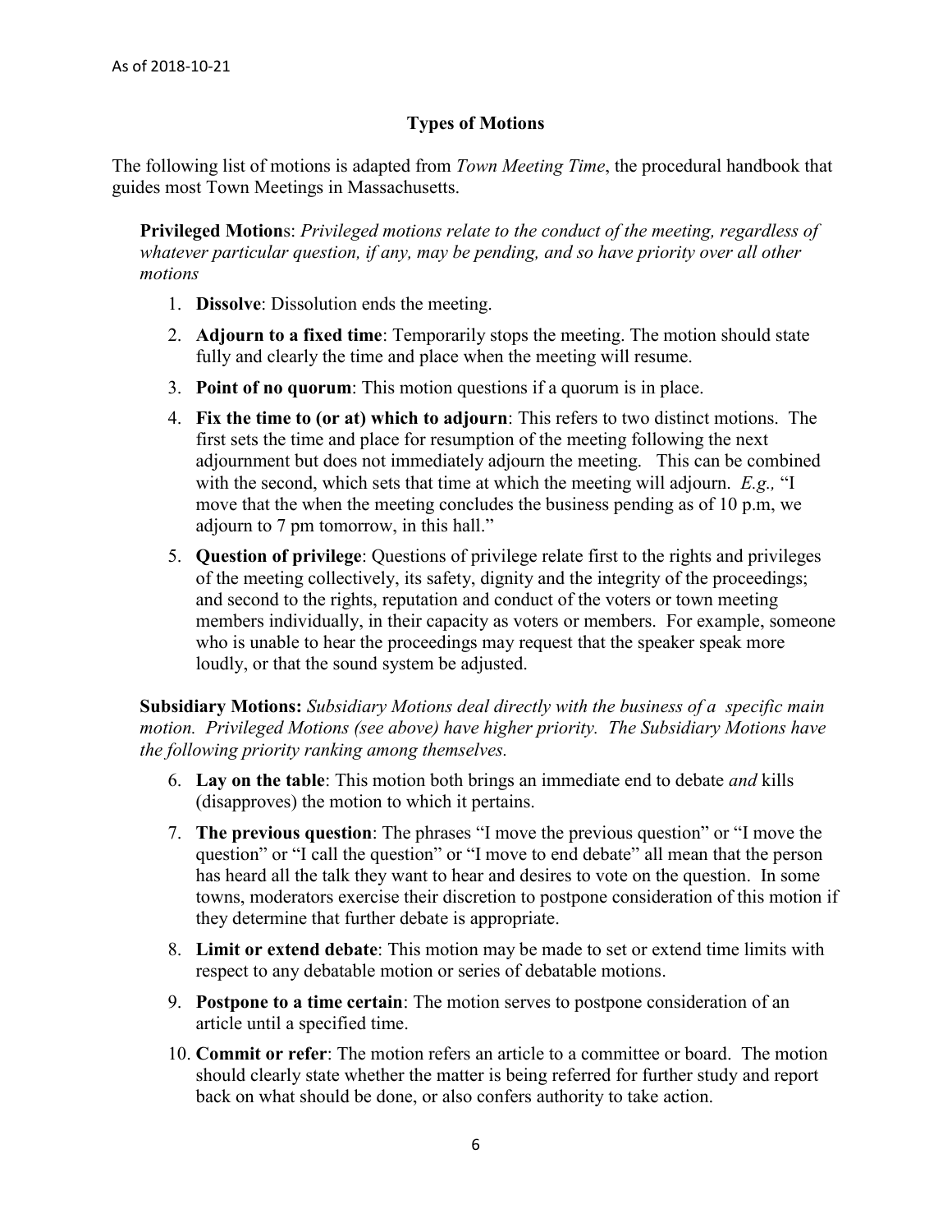As of 2018-10-21

## Types of Motions

The following list of motions is adapted from *Town Meeting Time*, the procedural handbook that guides most Town Meetings in Massachusetts.

**Privileged Motions**: *Privileged motions relate to the conduct of the meeting, regardless of whatever particular question, if any, may be pending, and so have priority over all other motions*

1. **Dissolve**: Dissolution ends the meeting.
2. **Adjourn to a fixed time**: Temporarily stops the meeting. The motion should state fully and clearly the time and place when the meeting will resume.
3. **Point of no quorum**: This motion questions if a quorum is in place.
4. **Fix the time to (or at) which to adjourn**: This refers to two distinct motions. The first sets the time and place for resumption of the meeting following the next adjournment but does not immediately adjourn the meeting. This can be combined with the second, which sets that time at which the meeting will adjourn. *E.g.,* "I move that the when the meeting concludes the business pending as of 10 p.m, we adjourn to 7 pm tomorrow, in this hall."
5. **Question of privilege**: Questions of privilege relate first to the rights and privileges of the meeting collectively, its safety, dignity and the integrity of the proceedings; and second to the rights, reputation and conduct of the voters or town meeting members individually, in their capacity as voters or members. For example, someone who is unable to hear the proceedings may request that the speaker speak more loudly, or that the sound system be adjusted.

**Subsidiary Motions:** *Subsidiary Motions deal directly with the business of a specific main motion. Privileged Motions (see above) have higher priority. The Subsidiary Motions have the following priority ranking among themselves.*

6. **Lay on the table**: This motion both brings an immediate end to debate *and* kills (disapproves) the motion to which it pertains.
7. **The previous question**: The phrases "I move the previous question" or "I move the question" or "I call the question" or "I move to end debate" all mean that the person has heard all the talk they want to hear and desires to vote on the question. In some towns, moderators exercise their discretion to postpone consideration of this motion if they determine that further debate is appropriate.
8. **Limit or extend debate**: This motion may be made to set or extend time limits with respect to any debatable motion or series of debatable motions.
9. **Postpone to a time certain**: The motion serves to postpone consideration of an article until a specified time.
10. **Commit or refer**: The motion refers an article to a committee or board. The motion should clearly state whether the matter is being referred for further study and report back on what should be done, or also confers authority to take action.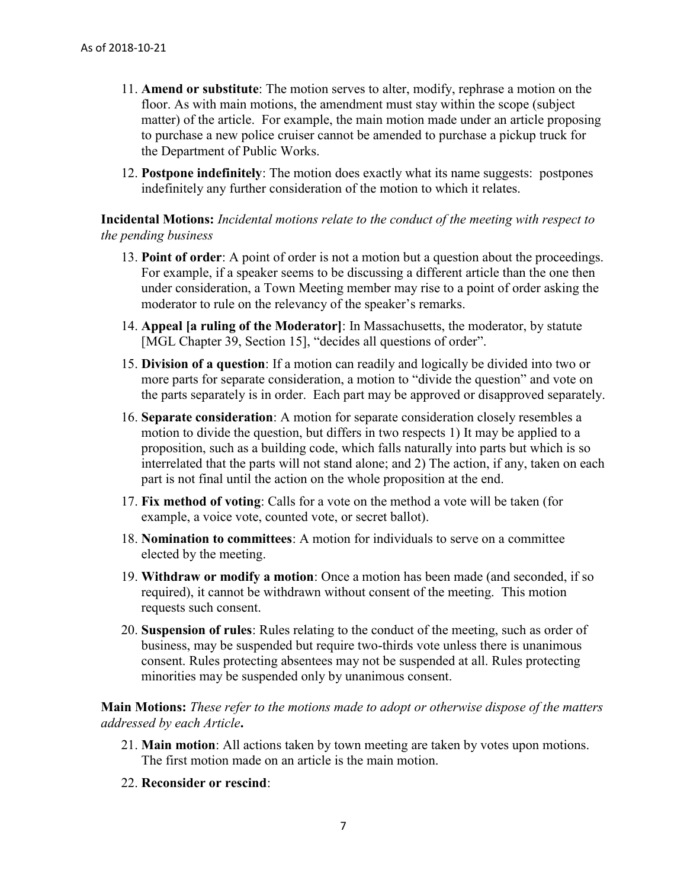11. **Amend or substitute**: The motion serves to alter, modify, rephrase a motion on the floor. As with main motions, the amendment must stay within the scope (subject matter) of the article. For example, the main motion made under an article proposing to purchase a new police cruiser cannot be amended to purchase a pickup truck for the Department of Public Works.

12. **Postpone indefinitely**: The motion does exactly what its name suggests: postpones indefinitely any further consideration of the motion to which it relates.

**Incidental Motions:** *Incidental motions relate to the conduct of the meeting with respect to the pending business*

13. **Point of order**: A point of order is not a motion but a question about the proceedings. For example, if a speaker seems to be discussing a different article than the one then under consideration, a Town Meeting member may rise to a point of order asking the moderator to rule on the relevancy of the speaker's remarks.

14. **Appeal [a ruling of the Moderator]**: In Massachusetts, the moderator, by statute [MGL Chapter 39, Section 15], "decides all questions of order".

15. **Division of a question**: If a motion can readily and logically be divided into two or more parts for separate consideration, a motion to "divide the question" and vote on the parts separately is in order. Each part may be approved or disapproved separately.

16. **Separate consideration**: A motion for separate consideration closely resembles a motion to divide the question, but differs in two respects 1) It may be applied to a proposition, such as a building code, which falls naturally into parts but which is so interrelated that the parts will not stand alone; and 2) The action, if any, taken on each part is not final until the action on the whole proposition at the end.

17. **Fix method of voting**: Calls for a vote on the method a vote will be taken (for example, a voice vote, counted vote, or secret ballot).

18. **Nomination to committees**: A motion for individuals to serve on a committee elected by the meeting.

19. **Withdraw or modify a motion**: Once a motion has been made (and seconded, if so required), it cannot be withdrawn without consent of the meeting. This motion requests such consent.

20. **Suspension of rules**: Rules relating to the conduct of the meeting, such as order of business, may be suspended but require two-thirds vote unless there is unanimous consent. Rules protecting absentees may not be suspended at all. Rules protecting minorities may be suspended only by unanimous consent.

**Main Motions:** *These refer to the motions made to adopt or otherwise dispose of the matters addressed by each Article***.**

21. **Main motion**: All actions taken by town meeting are taken by votes upon motions. The first motion made on an article is the main motion.

22. **Reconsider or rescind**: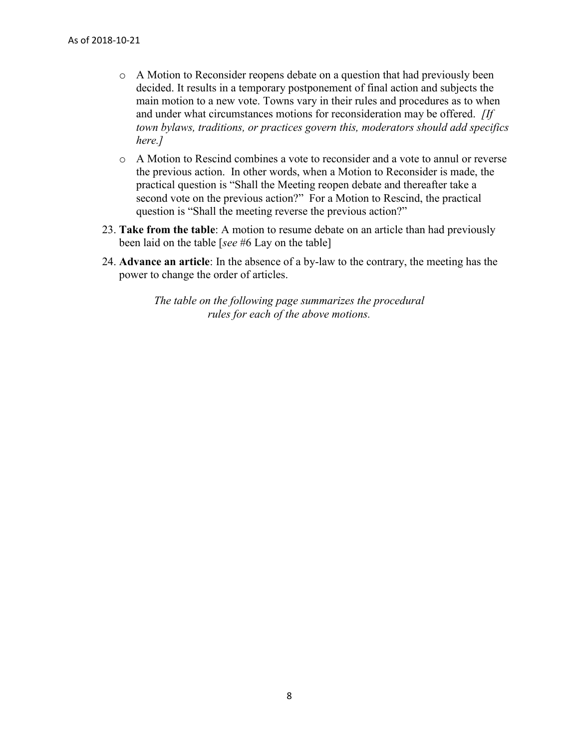- A Motion to Reconsider reopens debate on a question that had previously been decided. It results in a temporary postponement of final action and subjects the main motion to a new vote. Towns vary in their rules and procedures as to when and under what circumstances motions for reconsideration may be offered. *[If town bylaws, traditions, or practices govern this, moderators should add specifics here.]*
- A Motion to Rescind combines a vote to reconsider and a vote to annul or reverse the previous action. In other words, when a Motion to Reconsider is made, the practical question is "Shall the Meeting reopen debate and thereafter take a second vote on the previous action?" For a Motion to Rescind, the practical question is "Shall the meeting reverse the previous action?"

23. **Take from the table**: A motion to resume debate on an article than had previously been laid on the table [*see* #6 Lay on the table]
24. **Advance an article**: In the absence of a by-law to the contrary, the meeting has the power to change the order of articles.

*The table on the following page summarizes the procedural rules for each of the above motions.*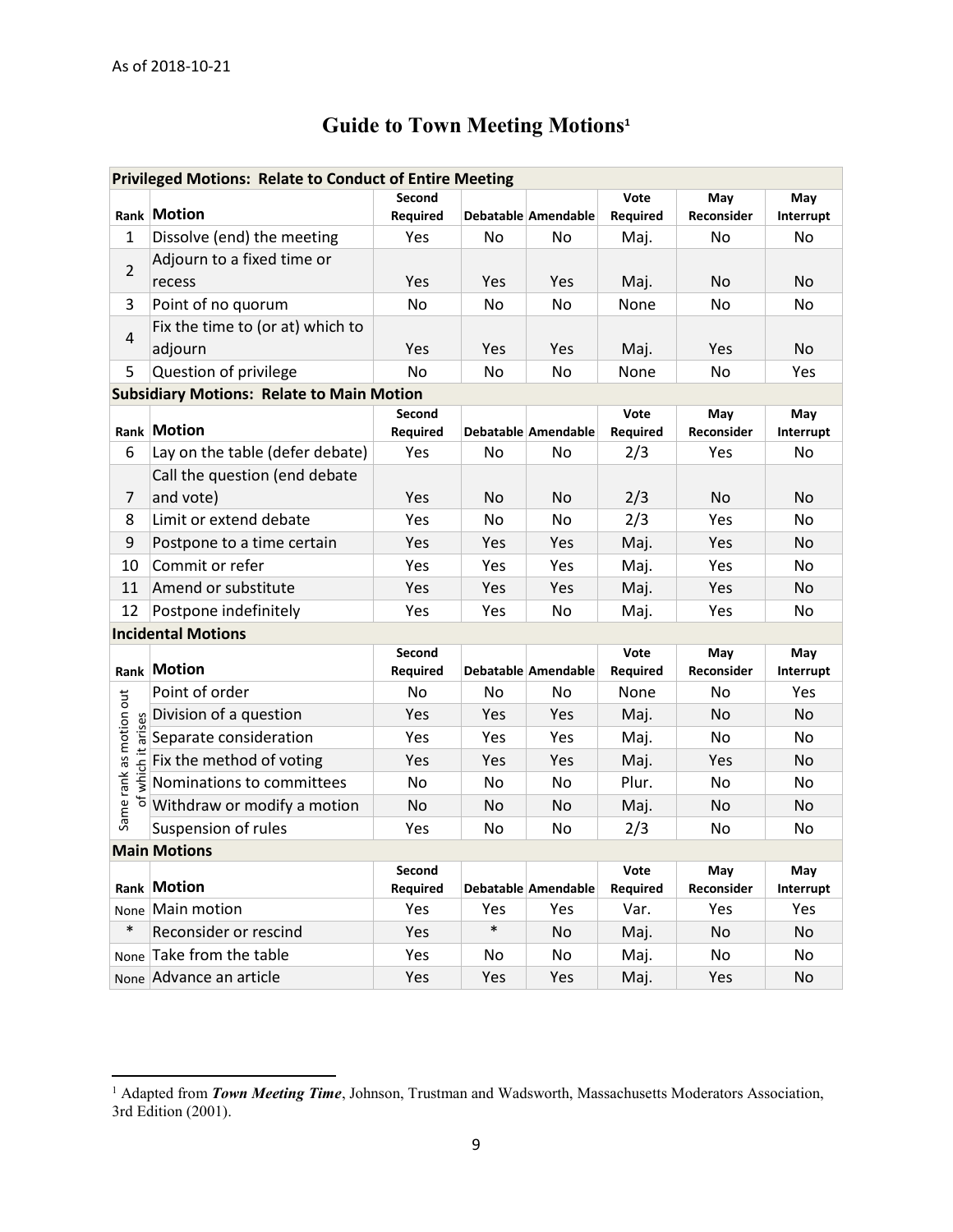As of 2018-10-21

# Guide to Town Meeting Motions[1]

| **Privileged Motions: Relate to Conduct of Entire Meeting** | | | | | | | |
|---|---|---|---|---|---|---|---|
| **Rank** | **Motion** | **Second Required** | **Debatable** | **Amendable** | **Vote Required** | **May Reconsider** | **May Interrupt** |
| 1 | Dissolve (end) the meeting | Yes | No | No | Maj. | No | No |
| 2 | Adjourn to a fixed time or recess | Yes | Yes | Yes | Maj. | No | No |
| 3 | Point of no quorum | No | No | No | None | No | No |
| 4 | Fix the time to (or at) which to adjourn | Yes | Yes | Yes | Maj. | Yes | No |
| 5 | Question of privilege | No | No | No | None | No | Yes |
| **Subsidiary Motions: Relate to Main Motion** | | | | | | | |
| **Rank** | **Motion** | **Second Required** | **Debatable** | **Amendable** | **Vote Required** | **May Reconsider** | **May Interrupt** |
| 6 | Lay on the table (defer debate) | Yes | No | No | 2/3 | Yes | No |
| 7 | Call the question (end debate and vote) | Yes | No | No | 2/3 | No | No |
| 8 | Limit or extend debate | Yes | No | No | 2/3 | Yes | No |
| 9 | Postpone to a time certain | Yes | Yes | Yes | Maj. | Yes | No |
| 10 | Commit or refer | Yes | Yes | Yes | Maj. | Yes | No |
| 11 | Amend or substitute | Yes | Yes | Yes | Maj. | Yes | No |
| 12 | Postpone indefinitely | Yes | Yes | No | Maj. | Yes | No |
| **Incidental Motions** | | | | | | | |
| **Rank** | **Motion** | **Second Required** | **Debatable** | **Amendable** | **Vote Required** | **May Reconsider** | **May Interrupt** |
| Same rank as motion out of which it arises | Point of order | No | No | No | None | No | Yes |
| | Division of a question | Yes | Yes | Yes | Maj. | No | No |
| | Separate consideration | Yes | Yes | Yes | Maj. | No | No |
| | Fix the method of voting | Yes | Yes | Yes | Maj. | Yes | No |
| | Nominations to committees | No | No | No | Plur. | No | No |
| | Withdraw or modify a motion | No | No | No | Maj. | No | No |
| | Suspension of rules | Yes | No | No | 2/3 | No | No |
| **Main Motions** | | | | | | | |
| **Rank** | **Motion** | **Second Required** | **Debatable** | **Amendable** | **Vote Required** | **May Reconsider** | **May Interrupt** |
| None | Main motion | Yes | Yes | Yes | Var. | Yes | Yes |
| * | Reconsider or rescind | Yes | * | No | Maj. | No | No |
| None | Take from the table | Yes | No | No | Maj. | No | No |
| None | Advance an article | Yes | Yes | Yes | Maj. | Yes | No |

[1] Adapted from ***Town Meeting Time***, Johnson, Trustman and Wadsworth, Massachusetts Moderators Association, 3rd Edition (2001).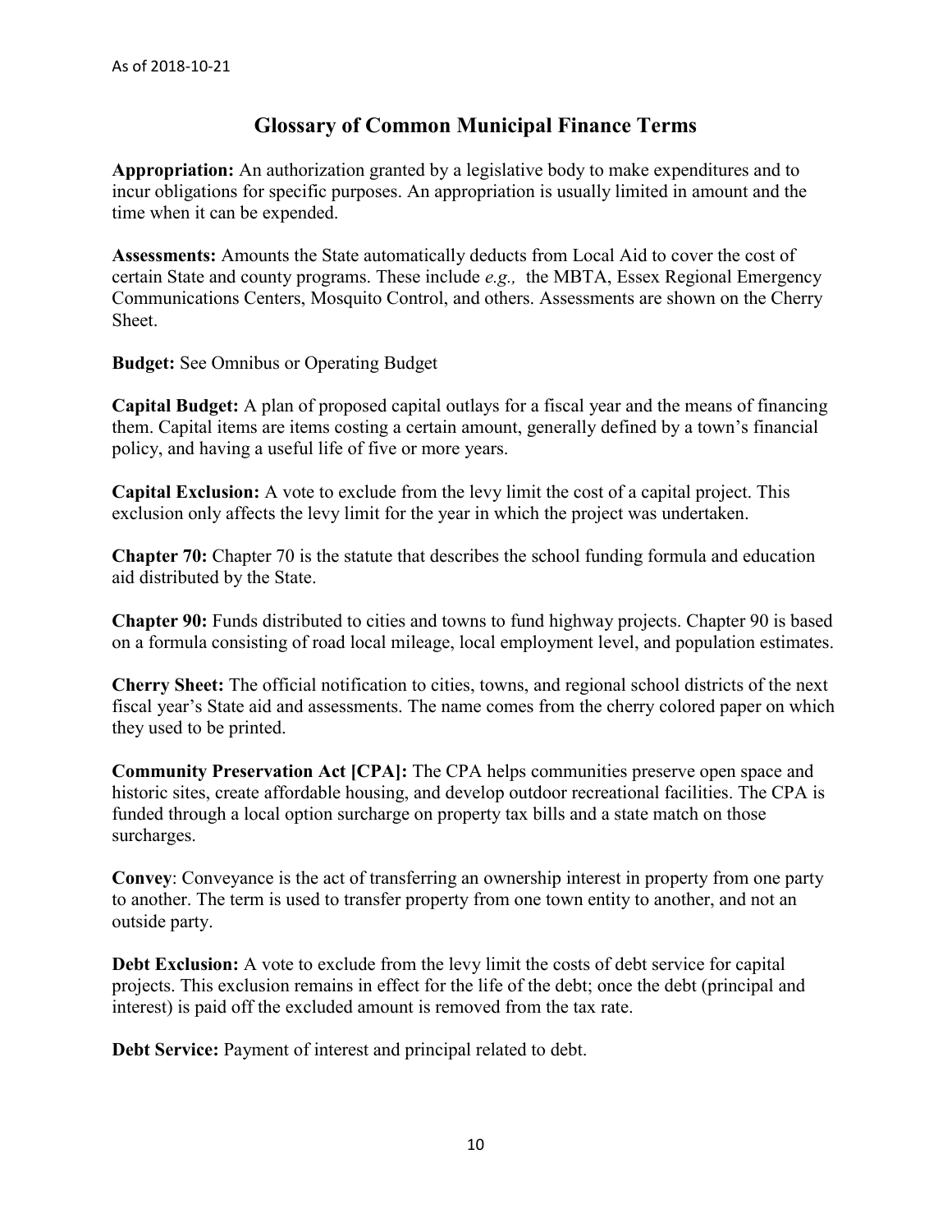As of 2018-10-21

## Glossary of Common Municipal Finance Terms

**Appropriation:** An authorization granted by a legislative body to make expenditures and to incur obligations for specific purposes. An appropriation is usually limited in amount and the time when it can be expended.

**Assessments:** Amounts the State automatically deducts from Local Aid to cover the cost of certain State and county programs. These include *e.g.,* the MBTA, Essex Regional Emergency Communications Centers, Mosquito Control, and others. Assessments are shown on the Cherry Sheet.

**Budget:** See Omnibus or Operating Budget

**Capital Budget:** A plan of proposed capital outlays for a fiscal year and the means of financing them. Capital items are items costing a certain amount, generally defined by a town's financial policy, and having a useful life of five or more years.

**Capital Exclusion:** A vote to exclude from the levy limit the cost of a capital project. This exclusion only affects the levy limit for the year in which the project was undertaken.

**Chapter 70:** Chapter 70 is the statute that describes the school funding formula and education aid distributed by the State.

**Chapter 90:** Funds distributed to cities and towns to fund highway projects. Chapter 90 is based on a formula consisting of road local mileage, local employment level, and population estimates.

**Cherry Sheet:** The official notification to cities, towns, and regional school districts of the next fiscal year's State aid and assessments. The name comes from the cherry colored paper on which they used to be printed.

**Community Preservation Act [CPA]:** The CPA helps communities preserve open space and historic sites, create affordable housing, and develop outdoor recreational facilities. The CPA is funded through a local option surcharge on property tax bills and a state match on those surcharges.

**Convey**: Conveyance is the act of transferring an ownership interest in property from one party to another. The term is used to transfer property from one town entity to another, and not an outside party.

**Debt Exclusion:** A vote to exclude from the levy limit the costs of debt service for capital projects. This exclusion remains in effect for the life of the debt; once the debt (principal and interest) is paid off the excluded amount is removed from the tax rate.

**Debt Service:** Payment of interest and principal related to debt.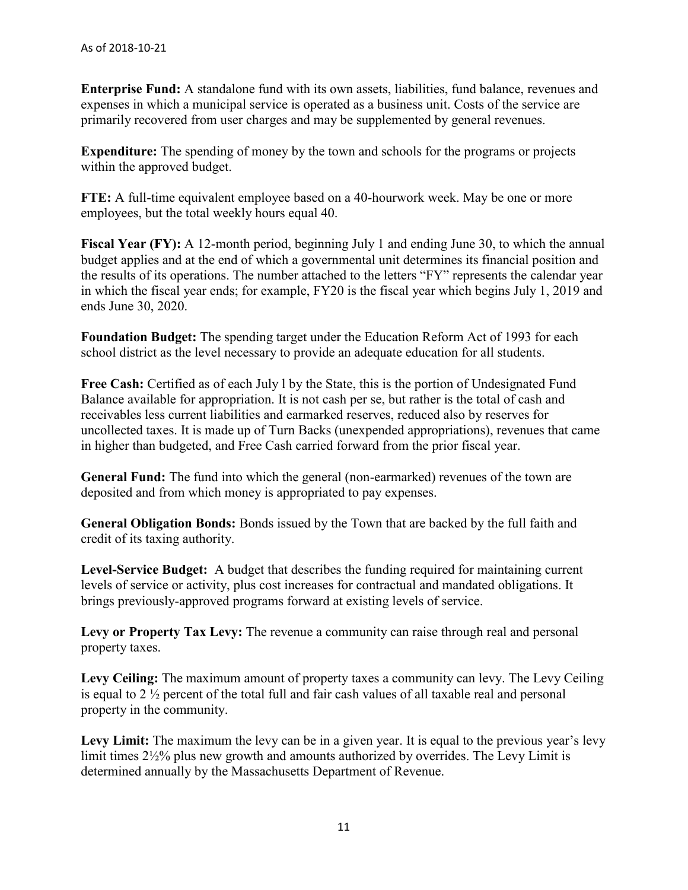**Enterprise Fund:** A standalone fund with its own assets, liabilities, fund balance, revenues and expenses in which a municipal service is operated as a business unit. Costs of the service are primarily recovered from user charges and may be supplemented by general revenues.

**Expenditure:** The spending of money by the town and schools for the programs or projects within the approved budget.

**FTE:** A full-time equivalent employee based on a 40-hourwork week. May be one or more employees, but the total weekly hours equal 40.

**Fiscal Year (FY):** A 12-month period, beginning July 1 and ending June 30, to which the annual budget applies and at the end of which a governmental unit determines its financial position and the results of its operations. The number attached to the letters "FY" represents the calendar year in which the fiscal year ends; for example, FY20 is the fiscal year which begins July 1, 2019 and ends June 30, 2020.

**Foundation Budget:** The spending target under the Education Reform Act of 1993 for each school district as the level necessary to provide an adequate education for all students.

**Free Cash:** Certified as of each July l by the State, this is the portion of Undesignated Fund Balance available for appropriation. It is not cash per se, but rather is the total of cash and receivables less current liabilities and earmarked reserves, reduced also by reserves for uncollected taxes. It is made up of Turn Backs (unexpended appropriations), revenues that came in higher than budgeted, and Free Cash carried forward from the prior fiscal year.

**General Fund:** The fund into which the general (non-earmarked) revenues of the town are deposited and from which money is appropriated to pay expenses.

**General Obligation Bonds:** Bonds issued by the Town that are backed by the full faith and credit of its taxing authority.

**Level-Service Budget:** A budget that describes the funding required for maintaining current levels of service or activity, plus cost increases for contractual and mandated obligations. It brings previously-approved programs forward at existing levels of service.

**Levy or Property Tax Levy:** The revenue a community can raise through real and personal property taxes.

**Levy Ceiling:** The maximum amount of property taxes a community can levy. The Levy Ceiling is equal to 2 ½ percent of the total full and fair cash values of all taxable real and personal property in the community.

**Levy Limit:** The maximum the levy can be in a given year. It is equal to the previous year's levy limit times 2½% plus new growth and amounts authorized by overrides. The Levy Limit is determined annually by the Massachusetts Department of Revenue.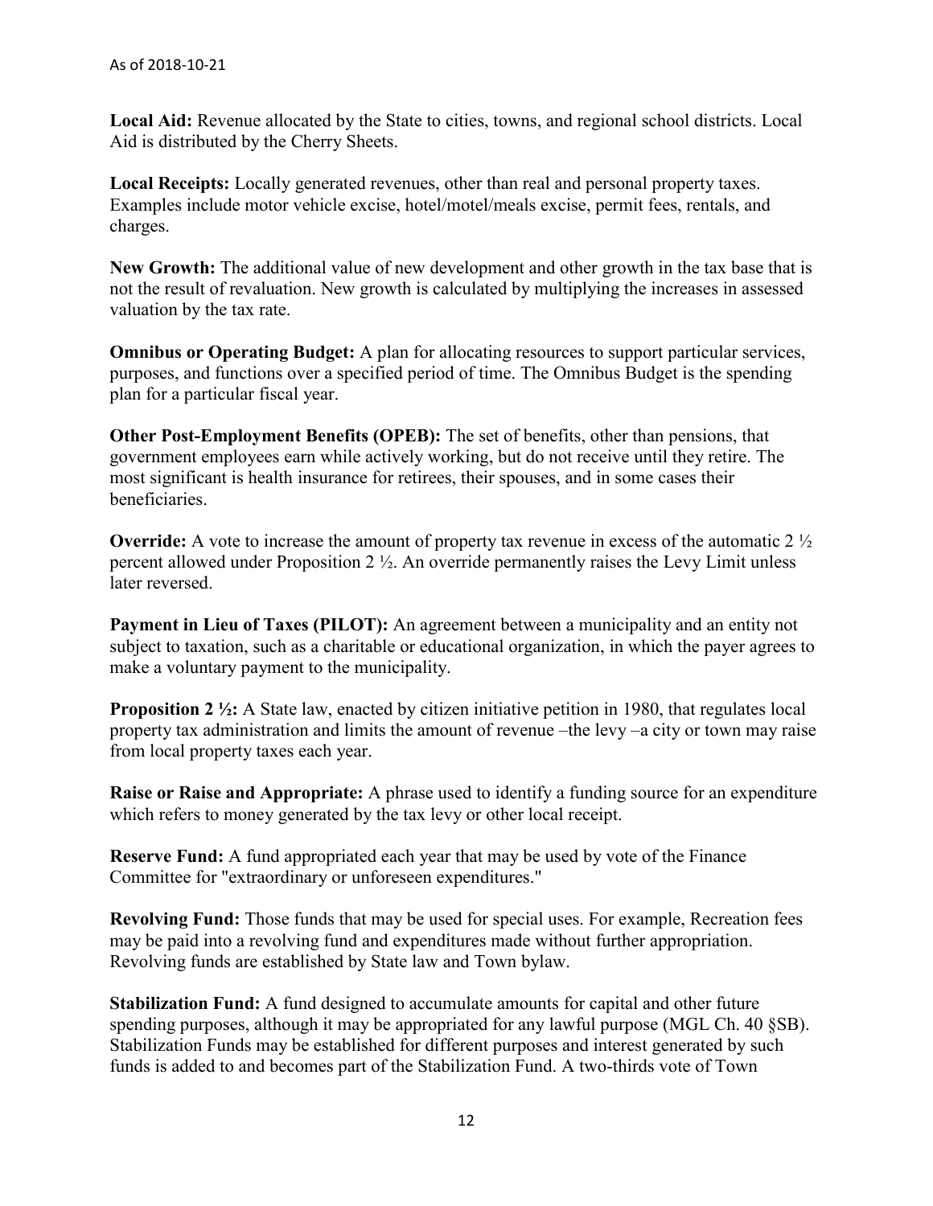**Local Aid:** Revenue allocated by the State to cities, towns, and regional school districts. Local Aid is distributed by the Cherry Sheets.

**Local Receipts:** Locally generated revenues, other than real and personal property taxes. Examples include motor vehicle excise, hotel/motel/meals excise, permit fees, rentals, and charges.

**New Growth:** The additional value of new development and other growth in the tax base that is not the result of revaluation. New growth is calculated by multiplying the increases in assessed valuation by the tax rate.

**Omnibus or Operating Budget:** A plan for allocating resources to support particular services, purposes, and functions over a specified period of time. The Omnibus Budget is the spending plan for a particular fiscal year.

**Other Post-Employment Benefits (OPEB):** The set of benefits, other than pensions, that government employees earn while actively working, but do not receive until they retire. The most significant is health insurance for retirees, their spouses, and in some cases their beneficiaries.

**Override:** A vote to increase the amount of property tax revenue in excess of the automatic 2 ½ percent allowed under Proposition 2 ½. An override permanently raises the Levy Limit unless later reversed.

**Payment in Lieu of Taxes (PILOT):** An agreement between a municipality and an entity not subject to taxation, such as a charitable or educational organization, in which the payer agrees to make a voluntary payment to the municipality.

**Proposition 2 ½:** A State law, enacted by citizen initiative petition in 1980, that regulates local property tax administration and limits the amount of revenue –the levy –a city or town may raise from local property taxes each year.

**Raise or Raise and Appropriate:** A phrase used to identify a funding source for an expenditure which refers to money generated by the tax levy or other local receipt.

**Reserve Fund:** A fund appropriated each year that may be used by vote of the Finance Committee for "extraordinary or unforeseen expenditures."

**Revolving Fund:** Those funds that may be used for special uses. For example, Recreation fees may be paid into a revolving fund and expenditures made without further appropriation. Revolving funds are established by State law and Town bylaw.

**Stabilization Fund:** A fund designed to accumulate amounts for capital and other future spending purposes, although it may be appropriated for any lawful purpose (MGL Ch. 40 §SB). Stabilization Funds may be established for different purposes and interest generated by such funds is added to and becomes part of the Stabilization Fund. A two-thirds vote of Town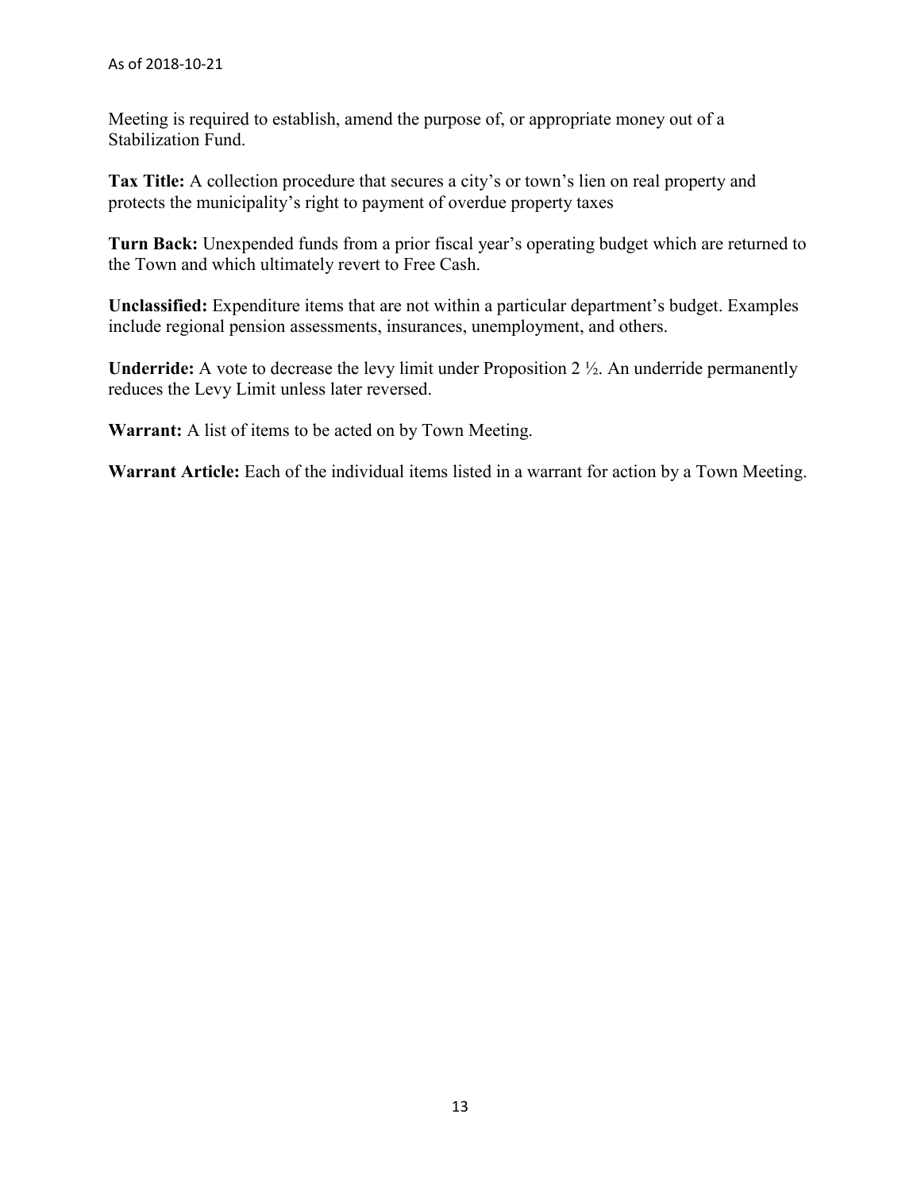Meeting is required to establish, amend the purpose of, or appropriate money out of a Stabilization Fund.

**Tax Title:** A collection procedure that secures a city's or town's lien on real property and protects the municipality's right to payment of overdue property taxes

**Turn Back:** Unexpended funds from a prior fiscal year's operating budget which are returned to the Town and which ultimately revert to Free Cash.

**Unclassified:** Expenditure items that are not within a particular department's budget. Examples include regional pension assessments, insurances, unemployment, and others.

**Underride:** A vote to decrease the levy limit under Proposition 2 ½. An underride permanently reduces the Levy Limit unless later reversed.

**Warrant:** A list of items to be acted on by Town Meeting.

**Warrant Article:** Each of the individual items listed in a warrant for action by a Town Meeting.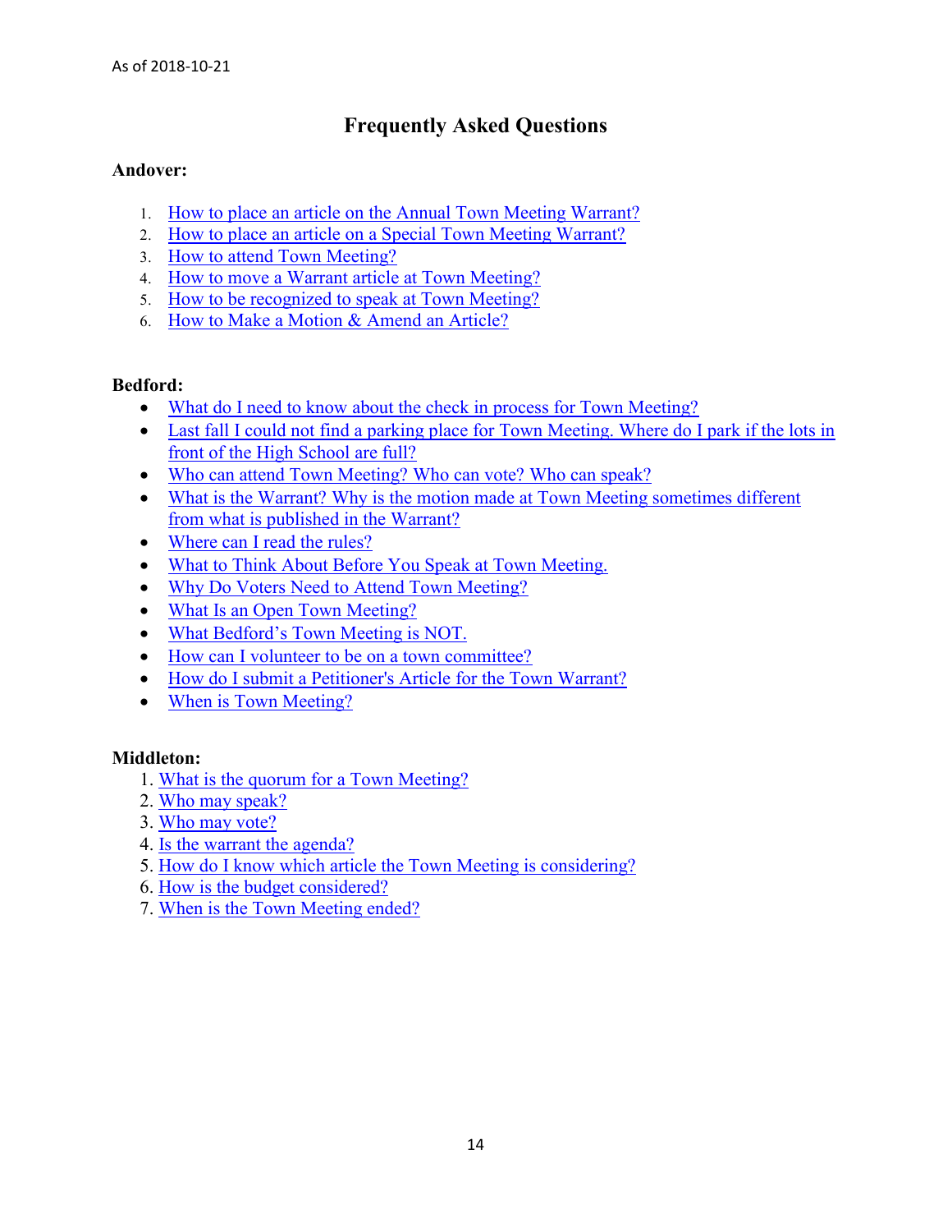As of 2018-10-21

# Frequently Asked Questions

**Andover:**

1. How to place an article on the Annual Town Meeting Warrant?
2. How to place an article on a Special Town Meeting Warrant?
3. How to attend Town Meeting?
4. How to move a Warrant article at Town Meeting?
5. How to be recognized to speak at Town Meeting?
6. How to Make a Motion & Amend an Article?

**Bedford:**

- What do I need to know about the check in process for Town Meeting?
- Last fall I could not find a parking place for Town Meeting. Where do I park if the lots in front of the High School are full?
- Who can attend Town Meeting? Who can vote? Who can speak?
- What is the Warrant? Why is the motion made at Town Meeting sometimes different from what is published in the Warrant?
- Where can I read the rules?
- What to Think About Before You Speak at Town Meeting.
- Why Do Voters Need to Attend Town Meeting?
- What Is an Open Town Meeting?
- What Bedford's Town Meeting is NOT.
- How can I volunteer to be on a town committee?
- How do I submit a Petitioner's Article for the Town Warrant?
- When is Town Meeting?

**Middleton:**

1. What is the quorum for a Town Meeting?
2. Who may speak?
3. Who may vote?
4. Is the warrant the agenda?
5. How do I know which article the Town Meeting is considering?
6. How is the budget considered?
7. When is the Town Meeting ended?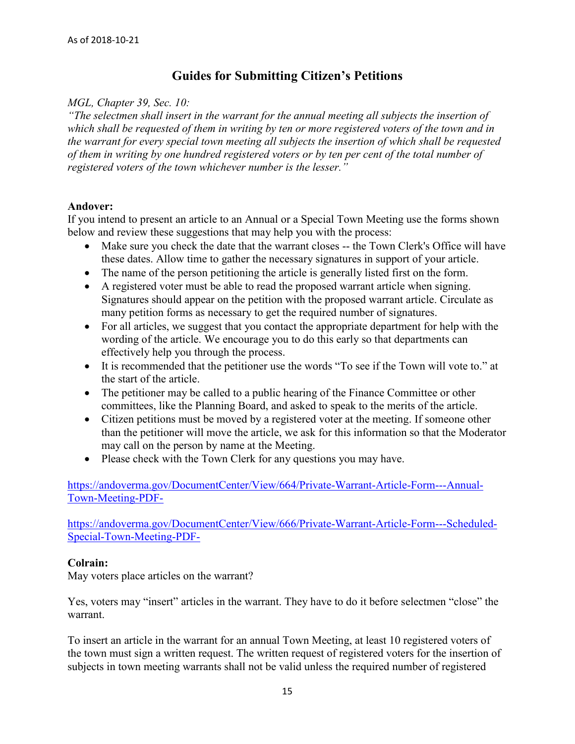## Guides for Submitting Citizen's Petitions

*MGL, Chapter 39, Sec. 10:*

*"The selectmen shall insert in the warrant for the annual meeting all subjects the insertion of which shall be requested of them in writing by ten or more registered voters of the town and in the warrant for every special town meeting all subjects the insertion of which shall be requested of them in writing by one hundred registered voters or by ten per cent of the total number of registered voters of the town whichever number is the lesser."*

**Andover:**

If you intend to present an article to an Annual or a Special Town Meeting use the forms shown below and review these suggestions that may help you with the process:

- Make sure you check the date that the warrant closes -- the Town Clerk's Office will have these dates. Allow time to gather the necessary signatures in support of your article.
- The name of the person petitioning the article is generally listed first on the form.
- A registered voter must be able to read the proposed warrant article when signing. Signatures should appear on the petition with the proposed warrant article. Circulate as many petition forms as necessary to get the required number of signatures.
- For all articles, we suggest that you contact the appropriate department for help with the wording of the article. We encourage you to do this early so that departments can effectively help you through the process.
- It is recommended that the petitioner use the words "To see if the Town will vote to." at the start of the article.
- The petitioner may be called to a public hearing of the Finance Committee or other committees, like the Planning Board, and asked to speak to the merits of the article.
- Citizen petitions must be moved by a registered voter at the meeting. If someone other than the petitioner will move the article, we ask for this information so that the Moderator may call on the person by name at the Meeting.
- Please check with the Town Clerk for any questions you may have.

https://andoverma.gov/DocumentCenter/View/664/Private-Warrant-Article-Form---Annual-Town-Meeting-PDF-

https://andoverma.gov/DocumentCenter/View/666/Private-Warrant-Article-Form---Scheduled-Special-Town-Meeting-PDF-

**Colrain:**

May voters place articles on the warrant?

Yes, voters may "insert" articles in the warrant. They have to do it before selectmen "close" the warrant.

To insert an article in the warrant for an annual Town Meeting, at least 10 registered voters of the town must sign a written request. The written request of registered voters for the insertion of subjects in town meeting warrants shall not be valid unless the required number of registered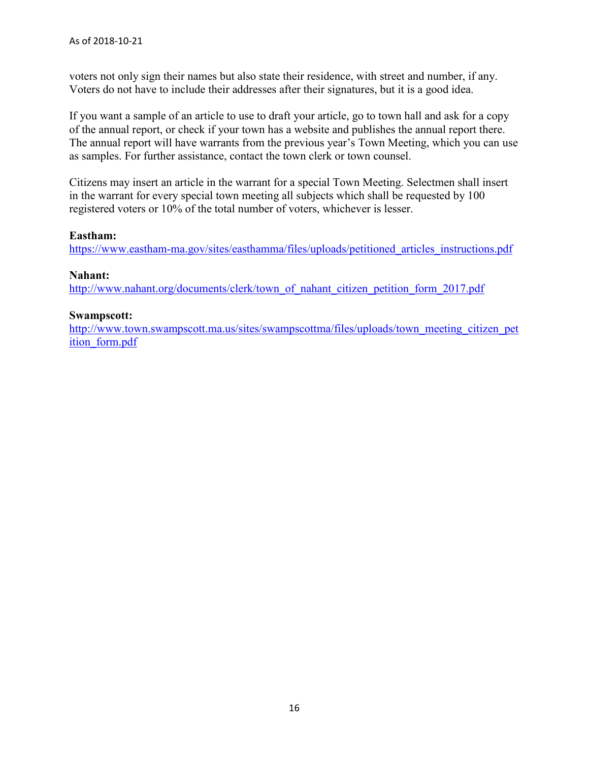voters not only sign their names but also state their residence, with street and number, if any. Voters do not have to include their addresses after their signatures, but it is a good idea.

If you want a sample of an article to use to draft your article, go to town hall and ask for a copy of the annual report, or check if your town has a website and publishes the annual report there. The annual report will have warrants from the previous year's Town Meeting, which you can use as samples. For further assistance, contact the town clerk or town counsel.

Citizens may insert an article in the warrant for a special Town Meeting. Selectmen shall insert in the warrant for every special town meeting all subjects which shall be requested by 100 registered voters or 10% of the total number of voters, whichever is lesser.

**Eastham:**
https://www.eastham-ma.gov/sites/easthamma/files/uploads/petitioned_articles_instructions.pdf

**Nahant:**
http://www.nahant.org/documents/clerk/town_of_nahant_citizen_petition_form_2017.pdf

**Swampscott:**
http://www.town.swampscott.ma.us/sites/swampscottma/files/uploads/town_meeting_citizen_petition_form.pdf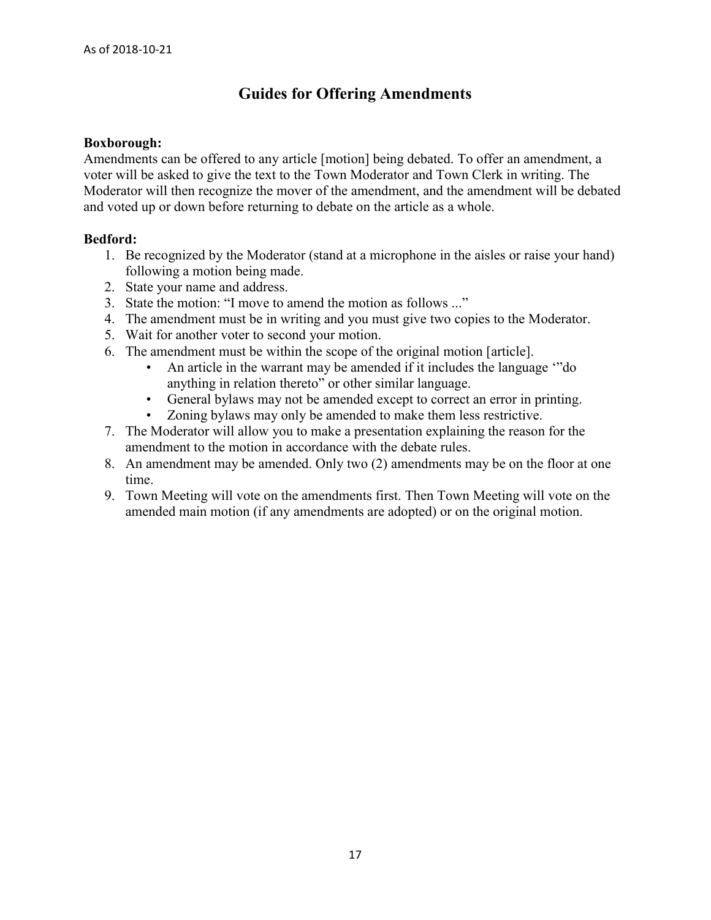As of 2018-10-21

# Guides for Offering Amendments

**Boxborough:**

Amendments can be offered to any article [motion] being debated. To offer an amendment, a voter will be asked to give the text to the Town Moderator and Town Clerk in writing. The Moderator will then recognize the mover of the amendment, and the amendment will be debated and voted up or down before returning to debate on the article as a whole.

**Bedford:**

1. Be recognized by the Moderator (stand at a microphone in the aisles or raise your hand) following a motion being made.
2. State your name and address.
3. State the motion: "I move to amend the motion as follows ..."
4. The amendment must be in writing and you must give two copies to the Moderator.
5. Wait for another voter to second your motion.
6. The amendment must be within the scope of the original motion [article].
   - An article in the warrant may be amended if it includes the language '"do anything in relation thereto" or other similar language.
   - General bylaws may not be amended except to correct an error in printing.
   - Zoning bylaws may only be amended to make them less restrictive.
7. The Moderator will allow you to make a presentation explaining the reason for the amendment to the motion in accordance with the debate rules.
8. An amendment may be amended. Only two (2) amendments may be on the floor at one time.
9. Town Meeting will vote on the amendments first. Then Town Meeting will vote on the amended main motion (if any amendments are adopted) or on the original motion.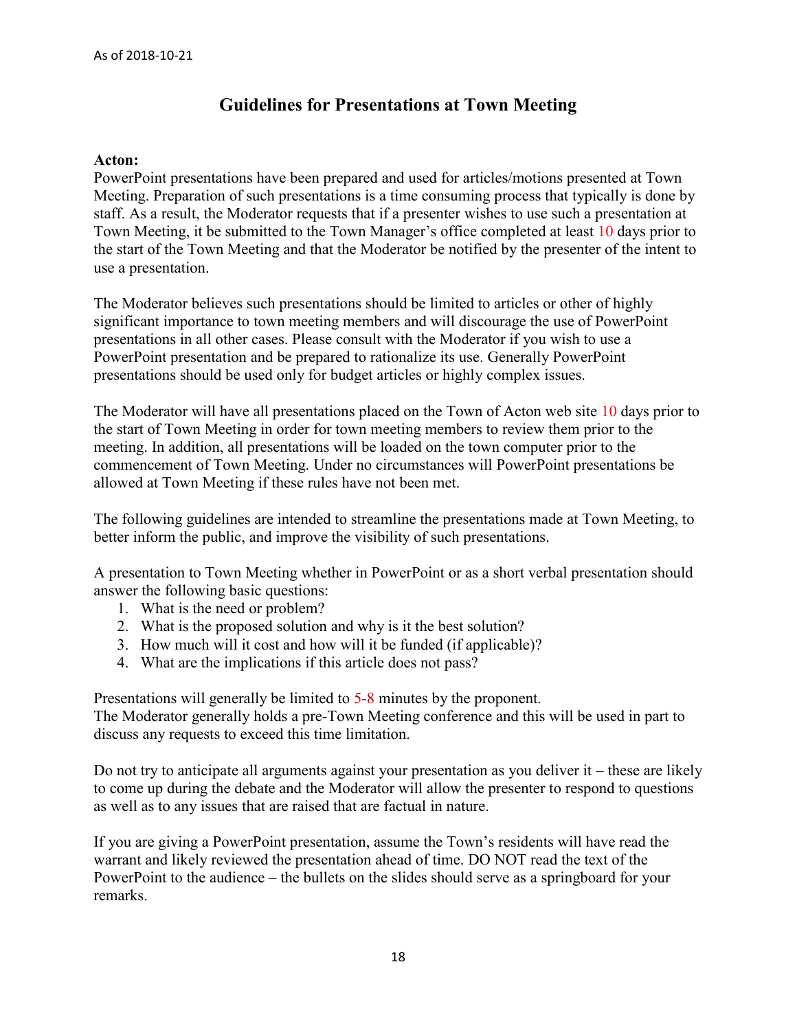As of 2018-10-21

# Guidelines for Presentations at Town Meeting

**Acton:**
PowerPoint presentations have been prepared and used for articles/motions presented at Town Meeting. Preparation of such presentations is a time consuming process that typically is done by staff. As a result, the Moderator requests that if a presenter wishes to use such a presentation at Town Meeting, it be submitted to the Town Manager's office completed at least 10 days prior to the start of the Town Meeting and that the Moderator be notified by the presenter of the intent to use a presentation.

The Moderator believes such presentations should be limited to articles or other of highly significant importance to town meeting members and will discourage the use of PowerPoint presentations in all other cases. Please consult with the Moderator if you wish to use a PowerPoint presentation and be prepared to rationalize its use. Generally PowerPoint presentations should be used only for budget articles or highly complex issues.

The Moderator will have all presentations placed on the Town of Acton web site 10 days prior to the start of Town Meeting in order for town meeting members to review them prior to the meeting. In addition, all presentations will be loaded on the town computer prior to the commencement of Town Meeting. Under no circumstances will PowerPoint presentations be allowed at Town Meeting if these rules have not been met.

The following guidelines are intended to streamline the presentations made at Town Meeting, to better inform the public, and improve the visibility of such presentations.

A presentation to Town Meeting whether in PowerPoint or as a short verbal presentation should answer the following basic questions:

1. What is the need or problem?
2. What is the proposed solution and why is it the best solution?
3. How much will it cost and how will it be funded (if applicable)?
4. What are the implications if this article does not pass?

Presentations will generally be limited to 5-8 minutes by the proponent.
The Moderator generally holds a pre-Town Meeting conference and this will be used in part to discuss any requests to exceed this time limitation.

Do not try to anticipate all arguments against your presentation as you deliver it – these are likely to come up during the debate and the Moderator will allow the presenter to respond to questions as well as to any issues that are raised that are factual in nature.

If you are giving a PowerPoint presentation, assume the Town's residents will have read the warrant and likely reviewed the presentation ahead of time. DO NOT read the text of the PowerPoint to the audience – the bullets on the slides should serve as a springboard for your remarks.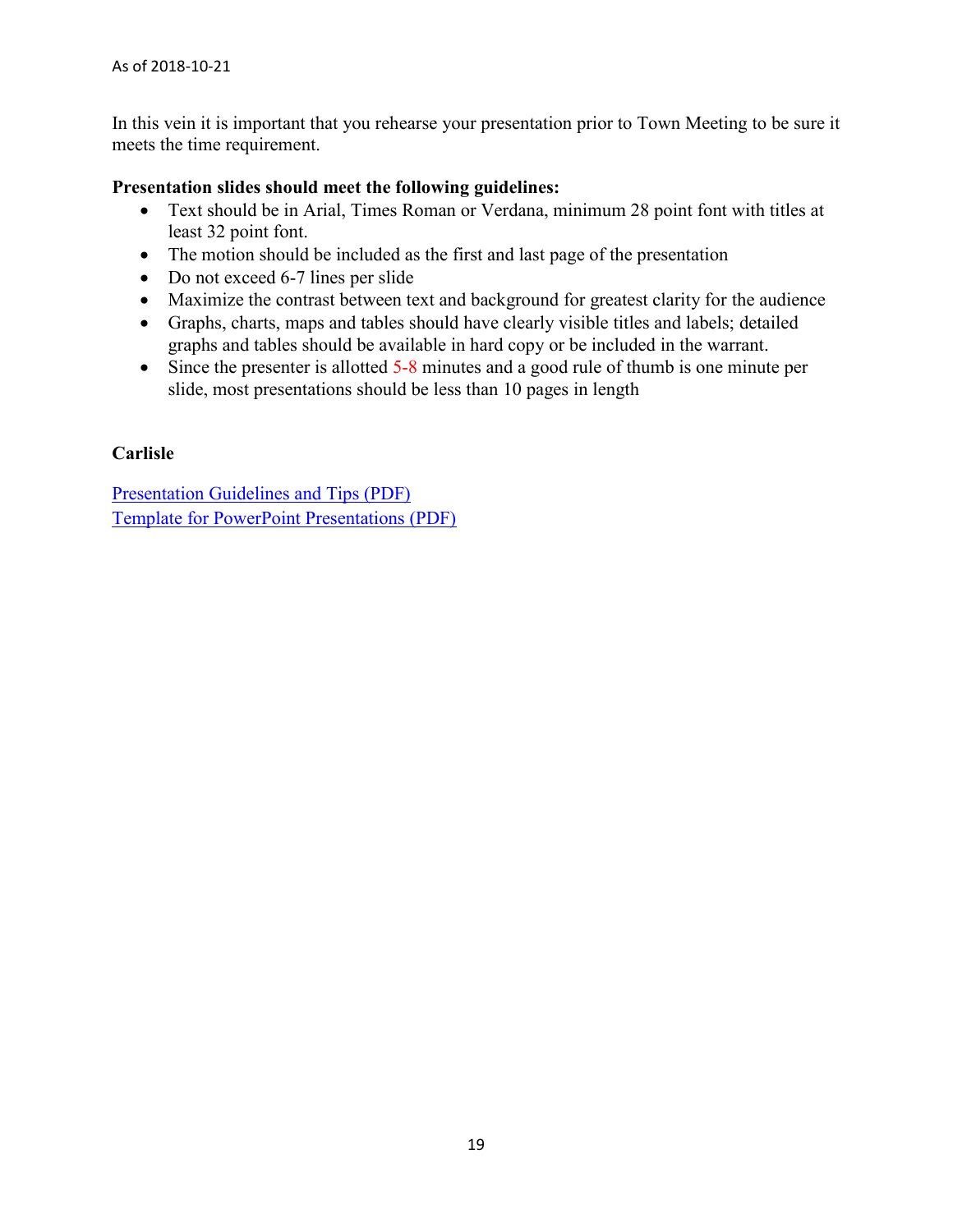In this vein it is important that you rehearse your presentation prior to Town Meeting to be sure it meets the time requirement.

**Presentation slides should meet the following guidelines:**

- Text should be in Arial, Times Roman or Verdana, minimum 28 point font with titles at least 32 point font.
- The motion should be included as the first and last page of the presentation
- Do not exceed 6-7 lines per slide
- Maximize the contrast between text and background for greatest clarity for the audience
- Graphs, charts, maps and tables should have clearly visible titles and labels; detailed graphs and tables should be available in hard copy or be included in the warrant.
- Since the presenter is allotted 5-8 minutes and a good rule of thumb is one minute per slide, most presentations should be less than 10 pages in length

**Carlisle**

Presentation Guidelines and Tips (PDF)
Template for PowerPoint Presentations (PDF)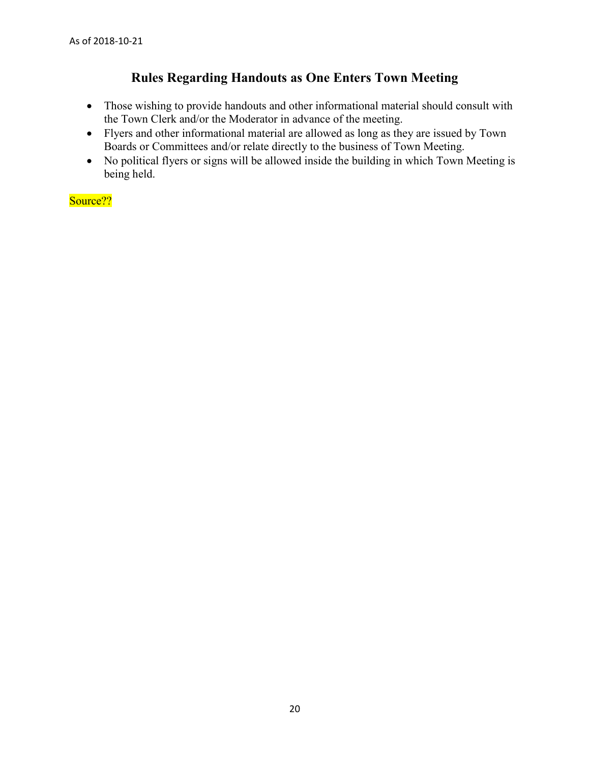As of 2018-10-21

## Rules Regarding Handouts as One Enters Town Meeting

- Those wishing to provide handouts and other informational material should consult with the Town Clerk and/or the Moderator in advance of the meeting.
- Flyers and other informational material are allowed as long as they are issued by Town Boards or Committees and/or relate directly to the business of Town Meeting.
- No political flyers or signs will be allowed inside the building in which Town Meeting is being held.

Source??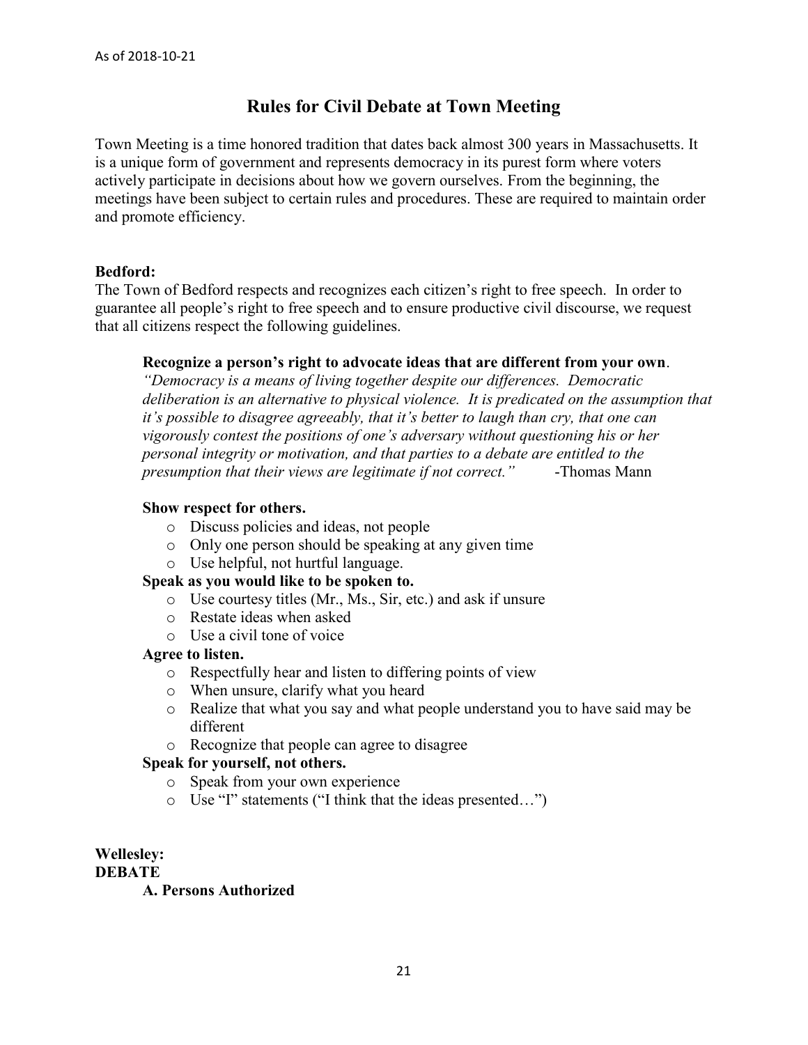As of 2018-10-21

# Rules for Civil Debate at Town Meeting

Town Meeting is a time honored tradition that dates back almost 300 years in Massachusetts. It is a unique form of government and represents democracy in its purest form where voters actively participate in decisions about how we govern ourselves. From the beginning, the meetings have been subject to certain rules and procedures. These are required to maintain order and promote efficiency.

**Bedford:**
The Town of Bedford respects and recognizes each citizen's right to free speech. In order to guarantee all people's right to free speech and to ensure productive civil discourse, we request that all citizens respect the following guidelines.

**Recognize a person's right to advocate ideas that are different from your own**.
*"Democracy is a means of living together despite our differences. Democratic deliberation is an alternative to physical violence. It is predicated on the assumption that it's possible to disagree agreeably, that it's better to laugh than cry, that one can vigorously contest the positions of one's adversary without questioning his or her personal integrity or motivation, and that parties to a debate are entitled to the presumption that their views are legitimate if not correct."* -Thomas Mann

**Show respect for others.**
- Discuss policies and ideas, not people
- Only one person should be speaking at any given time
- Use helpful, not hurtful language.

**Speak as you would like to be spoken to.**
- Use courtesy titles (Mr., Ms., Sir, etc.) and ask if unsure
- Restate ideas when asked
- Use a civil tone of voice

**Agree to listen.**
- Respectfully hear and listen to differing points of view
- When unsure, clarify what you heard
- Realize that what you say and what people understand you to have said may be different
- Recognize that people can agree to disagree

**Speak for yourself, not others.**
- Speak from your own experience
- Use "I" statements ("I think that the ideas presented…")

**Wellesley:**
**DEBATE**
**A. Persons Authorized**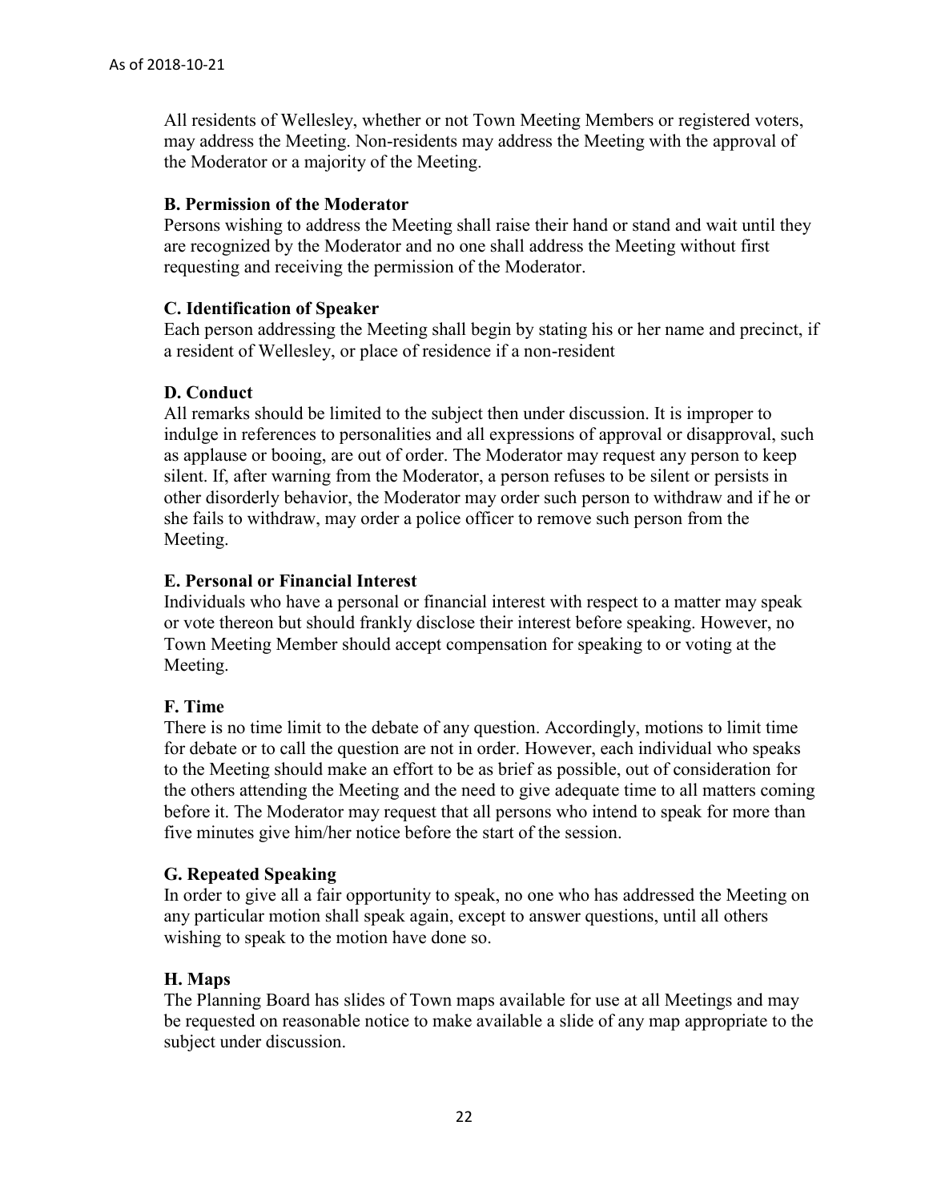All residents of Wellesley, whether or not Town Meeting Members or registered voters, may address the Meeting. Non-residents may address the Meeting with the approval of the Moderator or a majority of the Meeting.

**B. Permission of the Moderator**

Persons wishing to address the Meeting shall raise their hand or stand and wait until they are recognized by the Moderator and no one shall address the Meeting without first requesting and receiving the permission of the Moderator.

**C. Identification of Speaker**

Each person addressing the Meeting shall begin by stating his or her name and precinct, if a resident of Wellesley, or place of residence if a non-resident

**D. Conduct**

All remarks should be limited to the subject then under discussion. It is improper to indulge in references to personalities and all expressions of approval or disapproval, such as applause or booing, are out of order. The Moderator may request any person to keep silent. If, after warning from the Moderator, a person refuses to be silent or persists in other disorderly behavior, the Moderator may order such person to withdraw and if he or she fails to withdraw, may order a police officer to remove such person from the Meeting.

**E. Personal or Financial Interest**

Individuals who have a personal or financial interest with respect to a matter may speak or vote thereon but should frankly disclose their interest before speaking. However, no Town Meeting Member should accept compensation for speaking to or voting at the Meeting.

**F. Time**

There is no time limit to the debate of any question. Accordingly, motions to limit time for debate or to call the question are not in order. However, each individual who speaks to the Meeting should make an effort to be as brief as possible, out of consideration for the others attending the Meeting and the need to give adequate time to all matters coming before it. The Moderator may request that all persons who intend to speak for more than five minutes give him/her notice before the start of the session.

**G. Repeated Speaking**

In order to give all a fair opportunity to speak, no one who has addressed the Meeting on any particular motion shall speak again, except to answer questions, until all others wishing to speak to the motion have done so.

**H. Maps**

The Planning Board has slides of Town maps available for use at all Meetings and may be requested on reasonable notice to make available a slide of any map appropriate to the subject under discussion.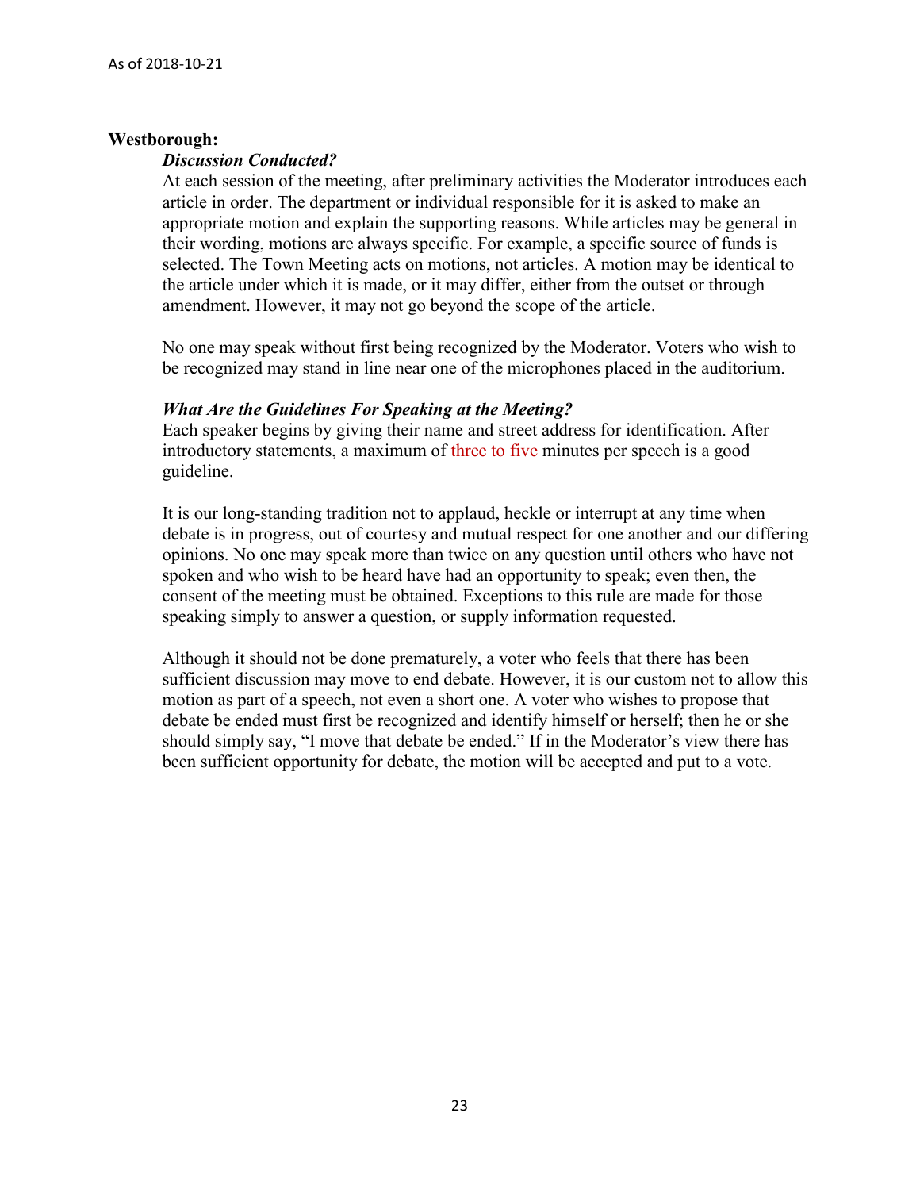**Westborough:**

***Discussion Conducted?***

At each session of the meeting, after preliminary activities the Moderator introduces each article in order. The department or individual responsible for it is asked to make an appropriate motion and explain the supporting reasons. While articles may be general in their wording, motions are always specific. For example, a specific source of funds is selected. The Town Meeting acts on motions, not articles. A motion may be identical to the article under which it is made, or it may differ, either from the outset or through amendment. However, it may not go beyond the scope of the article.

No one may speak without first being recognized by the Moderator. Voters who wish to be recognized may stand in line near one of the microphones placed in the auditorium.

***What Are the Guidelines For Speaking at the Meeting?***

Each speaker begins by giving their name and street address for identification. After introductory statements, a maximum of three to five minutes per speech is a good guideline.

It is our long-standing tradition not to applaud, heckle or interrupt at any time when debate is in progress, out of courtesy and mutual respect for one another and our differing opinions. No one may speak more than twice on any question until others who have not spoken and who wish to be heard have had an opportunity to speak; even then, the consent of the meeting must be obtained. Exceptions to this rule are made for those speaking simply to answer a question, or supply information requested.

Although it should not be done prematurely, a voter who feels that there has been sufficient discussion may move to end debate. However, it is our custom not to allow this motion as part of a speech, not even a short one. A voter who wishes to propose that debate be ended must first be recognized and identify himself or herself; then he or she should simply say, "I move that debate be ended." If in the Moderator's view there has been sufficient opportunity for debate, the motion will be accepted and put to a vote.